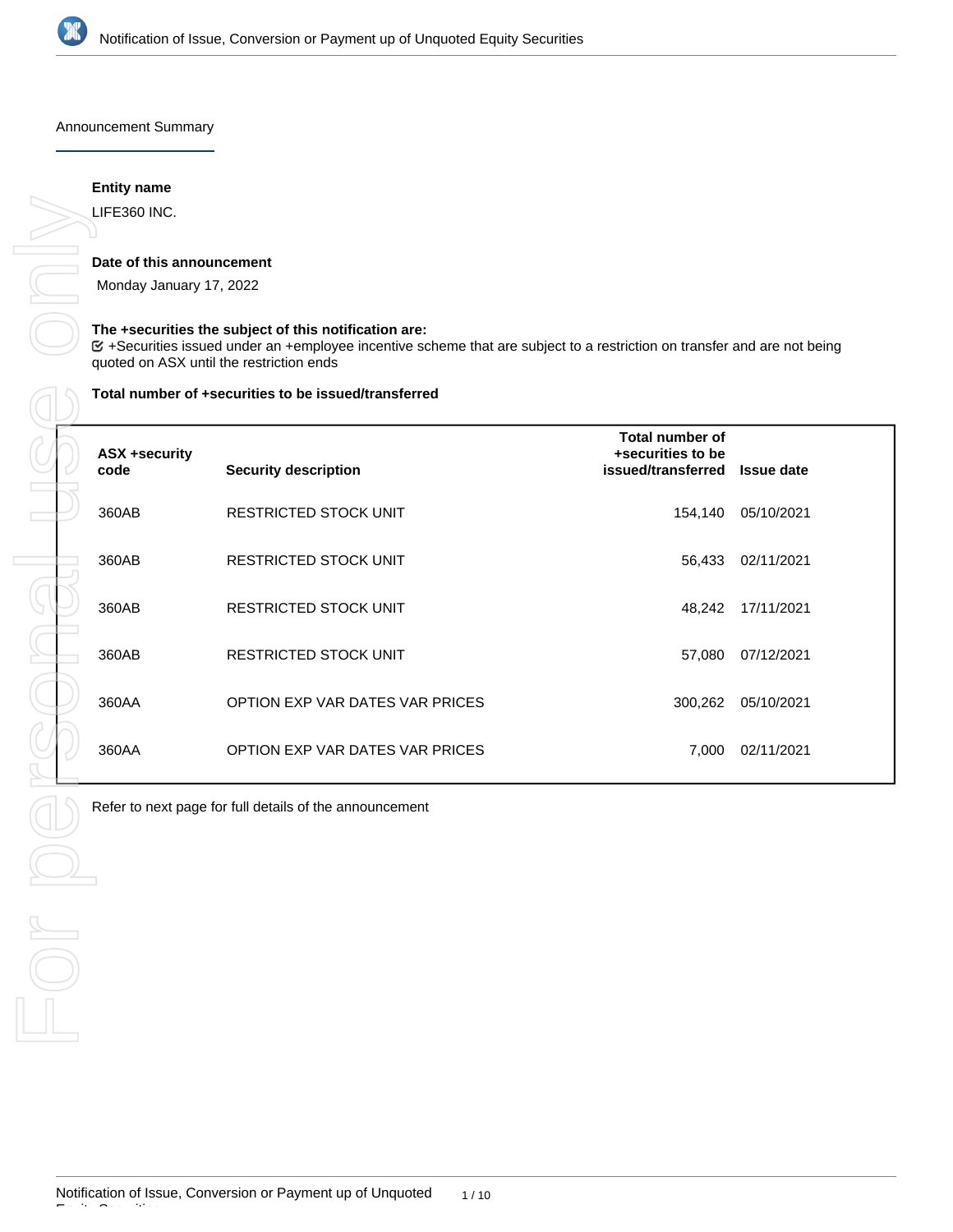Announcement Summary

**Entity name**

LIFE360 INC.

**Date of this announcement**

Monday January 17, 2022

**The +securities the subject of this notification are:**

☑ +Securities issued under an +employee incentive scheme that are subject to a restriction on transfer and are not being quoted on ASX until the restriction ends

**Total number of +securities to be issued/transferred**

| ASX +security code | Security description | Total number of +securities to be issued/transferred | Issue date |
|---|---|---|---|
| 360AB | RESTRICTED STOCK UNIT | 154,140 | 05/10/2021 |
| 360AB | RESTRICTED STOCK UNIT | 56,433 | 02/11/2021 |
| 360AB | RESTRICTED STOCK UNIT | 48,242 | 17/11/2021 |
| 360AB | RESTRICTED STOCK UNIT | 57,080 | 07/12/2021 |
| 360AA | OPTION EXP VAR DATES VAR PRICES | 300,262 | 05/10/2021 |
| 360AA | OPTION EXP VAR DATES VAR PRICES | 7,000 | 02/11/2021 |

Refer to next page for full details of the announcement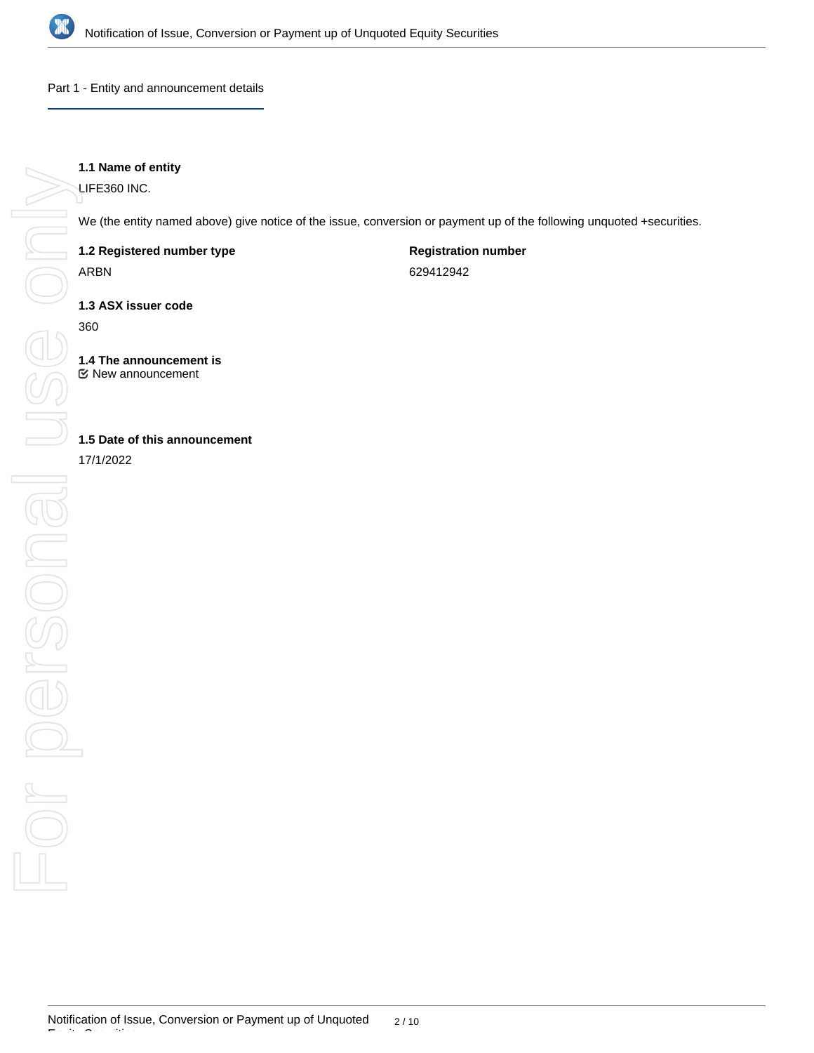Part 1 - Entity and announcement details

**1.1 Name of entity**

LIFE360 INC.

We (the entity named above) give notice of the issue, conversion or payment up of the following unquoted +securities.

**1.2 Registered number type**

ARBN

**Registration number**

629412942

**1.3 ASX issuer code**

360

**1.4 The announcement is**

☑ New announcement

**1.5 Date of this announcement**

17/1/2022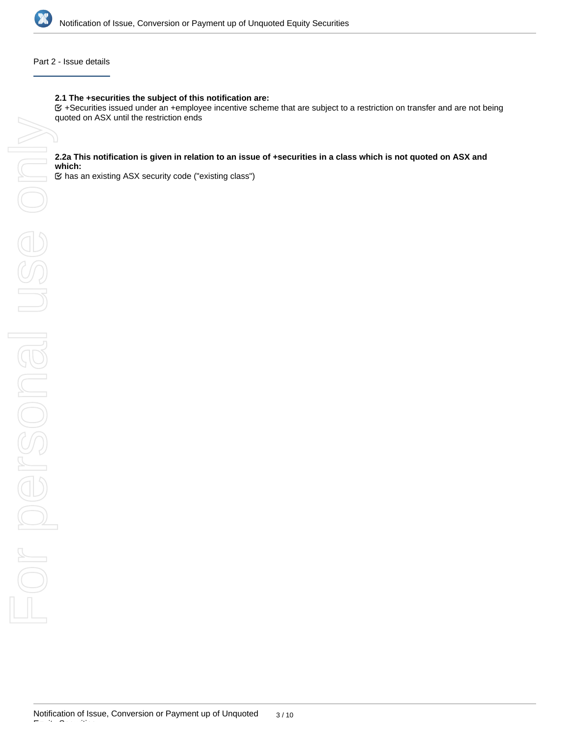Part 2 - Issue details

**2.1 The +securities the subject of this notification are:**

☑ +Securities issued under an +employee incentive scheme that are subject to a restriction on transfer and are not being quoted on ASX until the restriction ends

**2.2a This notification is given in relation to an issue of +securities in a class which is not quoted on ASX and which:**

☑ has an existing ASX security code ("existing class")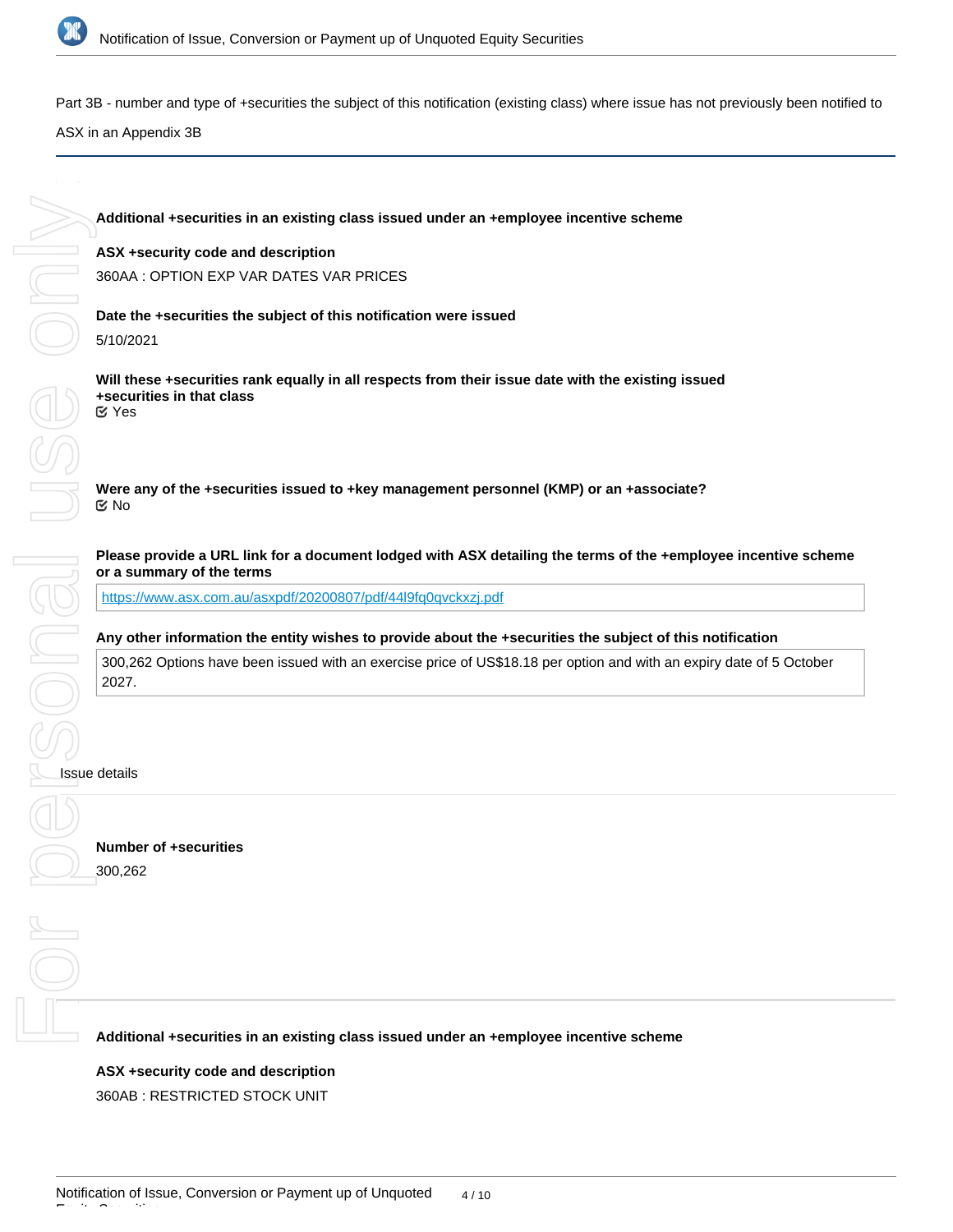Part 3B - number and type of +securities the subject of this notification (existing class) where issue has not previously been notified to ASX in an Appendix 3B

**Additional +securities in an existing class issued under an +employee incentive scheme**

**ASX +security code and description**

360AA : OPTION EXP VAR DATES VAR PRICES

**Date the +securities the subject of this notification were issued**

5/10/2021

**Will these +securities rank equally in all respects from their issue date with the existing issued +securities in that class**

Yes

**Were any of the +securities issued to +key management personnel (KMP) or an +associate?**

No

**Please provide a URL link for a document lodged with ASX detailing the terms of the +employee incentive scheme or a summary of the terms**

https://www.asx.com.au/asxpdf/20200807/pdf/44l9fq0qvckxzj.pdf

**Any other information the entity wishes to provide about the +securities the subject of this notification**

300,262 Options have been issued with an exercise price of US$18.18 per option and with an expiry date of 5 October 2027.

Issue details

**Number of +securities**

300,262

**Additional +securities in an existing class issued under an +employee incentive scheme**

**ASX +security code and description**

360AB : RESTRICTED STOCK UNIT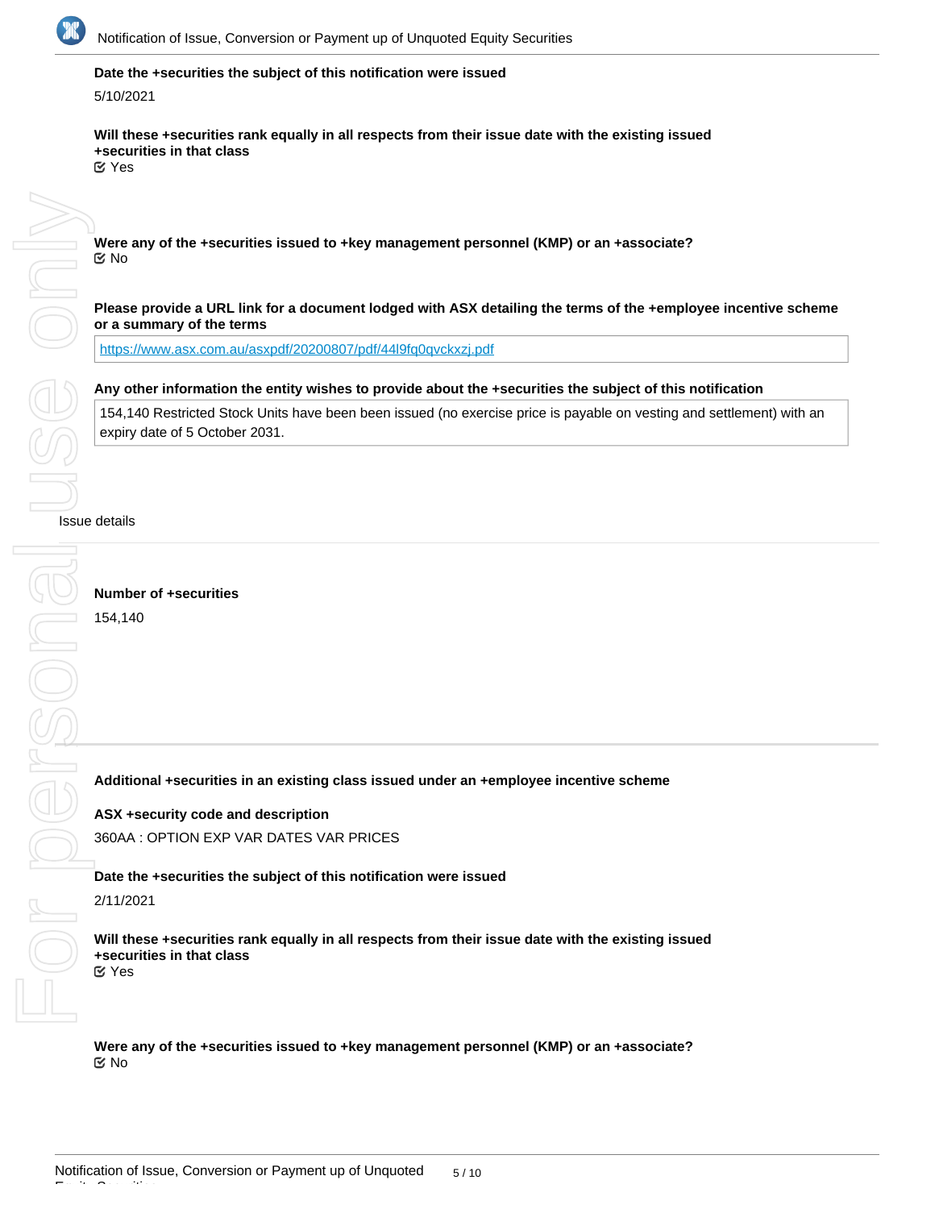**Date the +securities the subject of this notification were issued**

5/10/2021

**Will these +securities rank equally in all respects from their issue date with the existing issued +securities in that class**

☑ Yes

**Were any of the +securities issued to +key management personnel (KMP) or an +associate?**

☑ No

**Please provide a URL link for a document lodged with ASX detailing the terms of the +employee incentive scheme or a summary of the terms**

https://www.asx.com.au/asxpdf/20200807/pdf/44l9fq0qvckxzj.pdf

**Any other information the entity wishes to provide about the +securities the subject of this notification**

154,140 Restricted Stock Units have been been issued (no exercise price is payable on vesting and settlement) with an expiry date of 5 October 2031.

Issue details

**Number of +securities**

154,140

**Additional +securities in an existing class issued under an +employee incentive scheme**

**ASX +security code and description**

360AA : OPTION EXP VAR DATES VAR PRICES

**Date the +securities the subject of this notification were issued**

2/11/2021

**Will these +securities rank equally in all respects from their issue date with the existing issued +securities in that class**

☑ Yes

**Were any of the +securities issued to +key management personnel (KMP) or an +associate?**

☑ No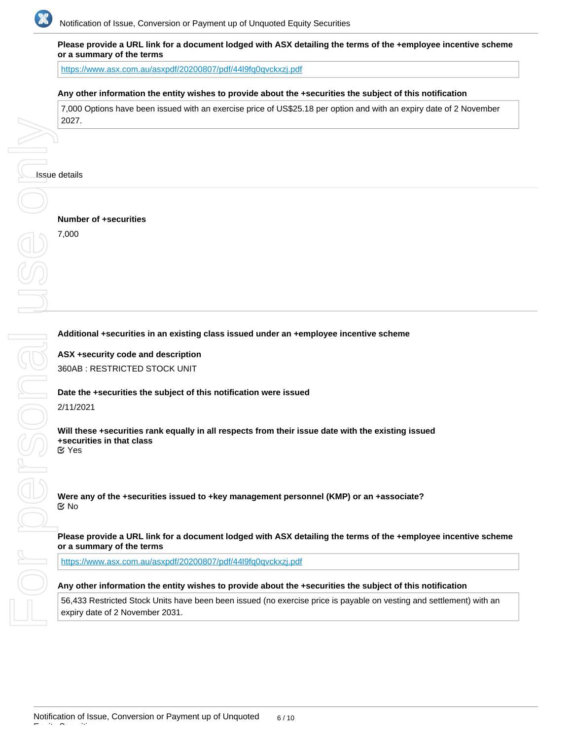**Please provide a URL link for a document lodged with ASX detailing the terms of the +employee incentive scheme or a summary of the terms**

https://www.asx.com.au/asxpdf/20200807/pdf/44l9fq0qvckxzj.pdf

**Any other information the entity wishes to provide about the +securities the subject of this notification**

7,000 Options have been issued with an exercise price of US$25.18 per option and with an expiry date of 2 November 2027.

Issue details

**Number of +securities**

7,000

---

**Additional +securities in an existing class issued under an +employee incentive scheme**

**ASX +security code and description**

360AB : RESTRICTED STOCK UNIT

**Date the +securities the subject of this notification were issued**

2/11/2021

**Will these +securities rank equally in all respects from their issue date with the existing issued +securities in that class**

☑ Yes

**Were any of the +securities issued to +key management personnel (KMP) or an +associate?**

☑ No

**Please provide a URL link for a document lodged with ASX detailing the terms of the +employee incentive scheme or a summary of the terms**

https://www.asx.com.au/asxpdf/20200807/pdf/44l9fq0qvckxzj.pdf

**Any other information the entity wishes to provide about the +securities the subject of this notification**

56,433 Restricted Stock Units have been been issued (no exercise price is payable on vesting and settlement) with an expiry date of 2 November 2031.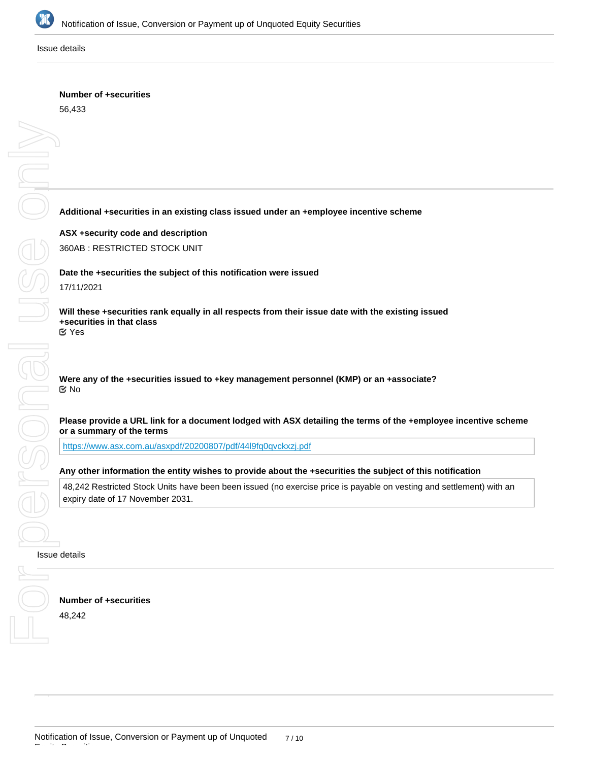Issue details

**Number of +securities**

56,433

**Additional +securities in an existing class issued under an +employee incentive scheme**

**ASX +security code and description**

360AB : RESTRICTED STOCK UNIT

**Date the +securities the subject of this notification were issued**

17/11/2021

**Will these +securities rank equally in all respects from their issue date with the existing issued +securities in that class**

☑ Yes

**Were any of the +securities issued to +key management personnel (KMP) or an +associate?**

☑ No

**Please provide a URL link for a document lodged with ASX detailing the terms of the +employee incentive scheme or a summary of the terms**

https://www.asx.com.au/asxpdf/20200807/pdf/44l9fq0qvckxzj.pdf

**Any other information the entity wishes to provide about the +securities the subject of this notification**

48,242 Restricted Stock Units have been been issued (no exercise price is payable on vesting and settlement) with an expiry date of 17 November 2031.

Issue details

**Number of +securities**

48,242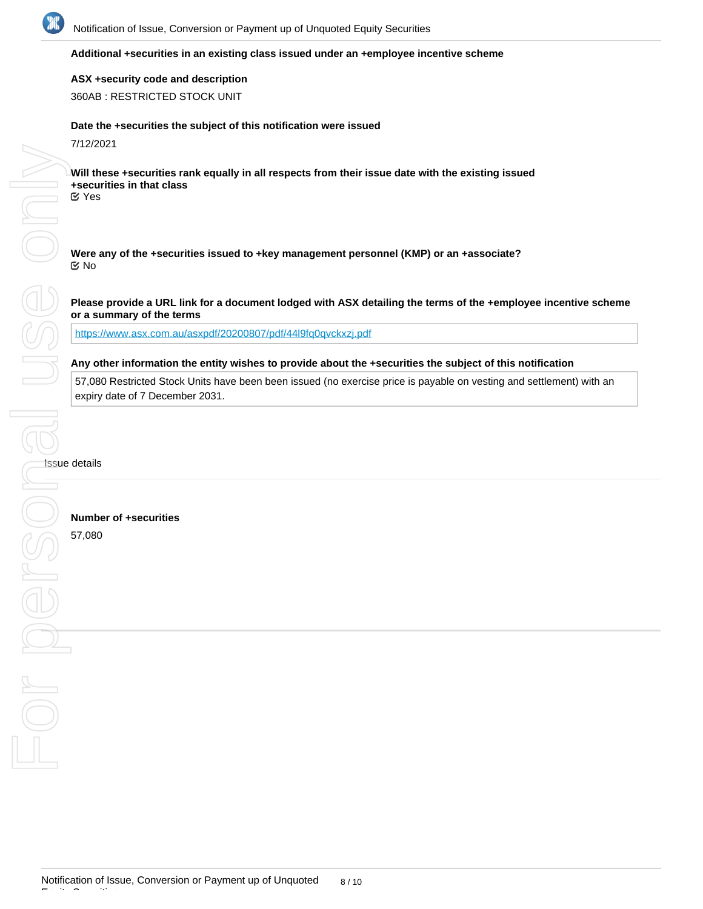**Additional +securities in an existing class issued under an +employee incentive scheme**

**ASX +security code and description**

360AB : RESTRICTED STOCK UNIT

**Date the +securities the subject of this notification were issued**

7/12/2021

**Will these +securities rank equally in all respects from their issue date with the existing issued +securities in that class**

☑ Yes

**Were any of the +securities issued to +key management personnel (KMP) or an +associate?**

☑ No

**Please provide a URL link for a document lodged with ASX detailing the terms of the +employee incentive scheme or a summary of the terms**

https://www.asx.com.au/asxpdf/20200807/pdf/44l9fq0qvckxzj.pdf

**Any other information the entity wishes to provide about the +securities the subject of this notification**

57,080 Restricted Stock Units have been been issued (no exercise price is payable on vesting and settlement) with an expiry date of 7 December 2031.

Issue details

**Number of +securities**

57,080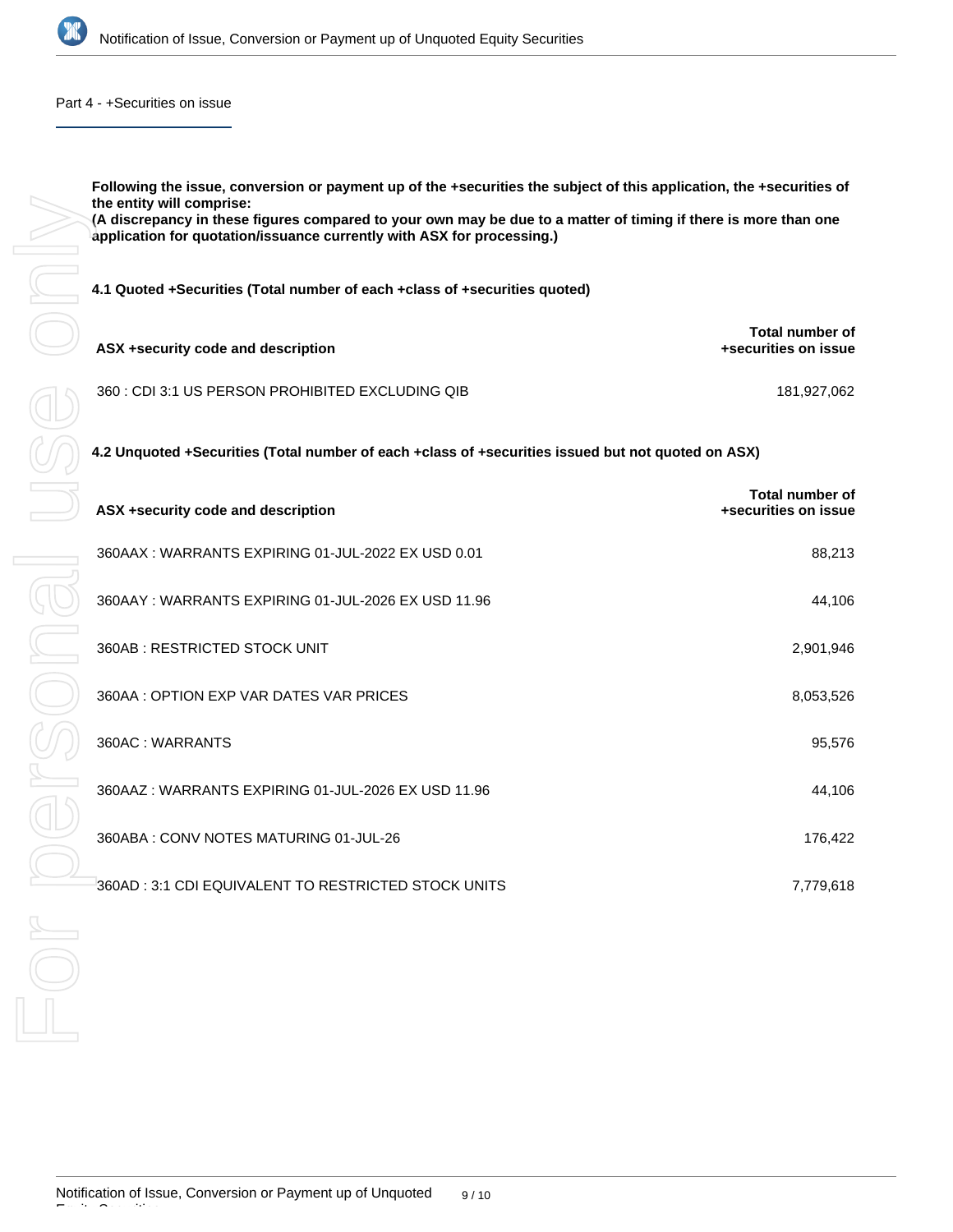## Part 4 - +Securities on issue

**Following the issue, conversion or payment up of the +securities the subject of this application, the +securities of the entity will comprise:**
**(A discrepancy in these figures compared to your own may be due to a matter of timing if there is more than one application for quotation/issuance currently with ASX for processing.)**

**4.1 Quoted +Securities (Total number of each +class of +securities quoted)**

| ASX +security code and description | Total number of +securities on issue |
|---|---|
| 360 : CDI 3:1 US PERSON PROHIBITED EXCLUDING QIB | 181,927,062 |

**4.2 Unquoted +Securities (Total number of each +class of +securities issued but not quoted on ASX)**

| ASX +security code and description | Total number of +securities on issue |
|---|---|
| 360AAX : WARRANTS EXPIRING 01-JUL-2022 EX USD 0.01 | 88,213 |
| 360AAY : WARRANTS EXPIRING 01-JUL-2026 EX USD 11.96 | 44,106 |
| 360AB : RESTRICTED STOCK UNIT | 2,901,946 |
| 360AA : OPTION EXP VAR DATES VAR PRICES | 8,053,526 |
| 360AC : WARRANTS | 95,576 |
| 360AAZ : WARRANTS EXPIRING 01-JUL-2026 EX USD 11.96 | 44,106 |
| 360ABA : CONV NOTES MATURING 01-JUL-26 | 176,422 |
| 360AD : 3:1 CDI EQUIVALENT TO RESTRICTED STOCK UNITS | 7,779,618 |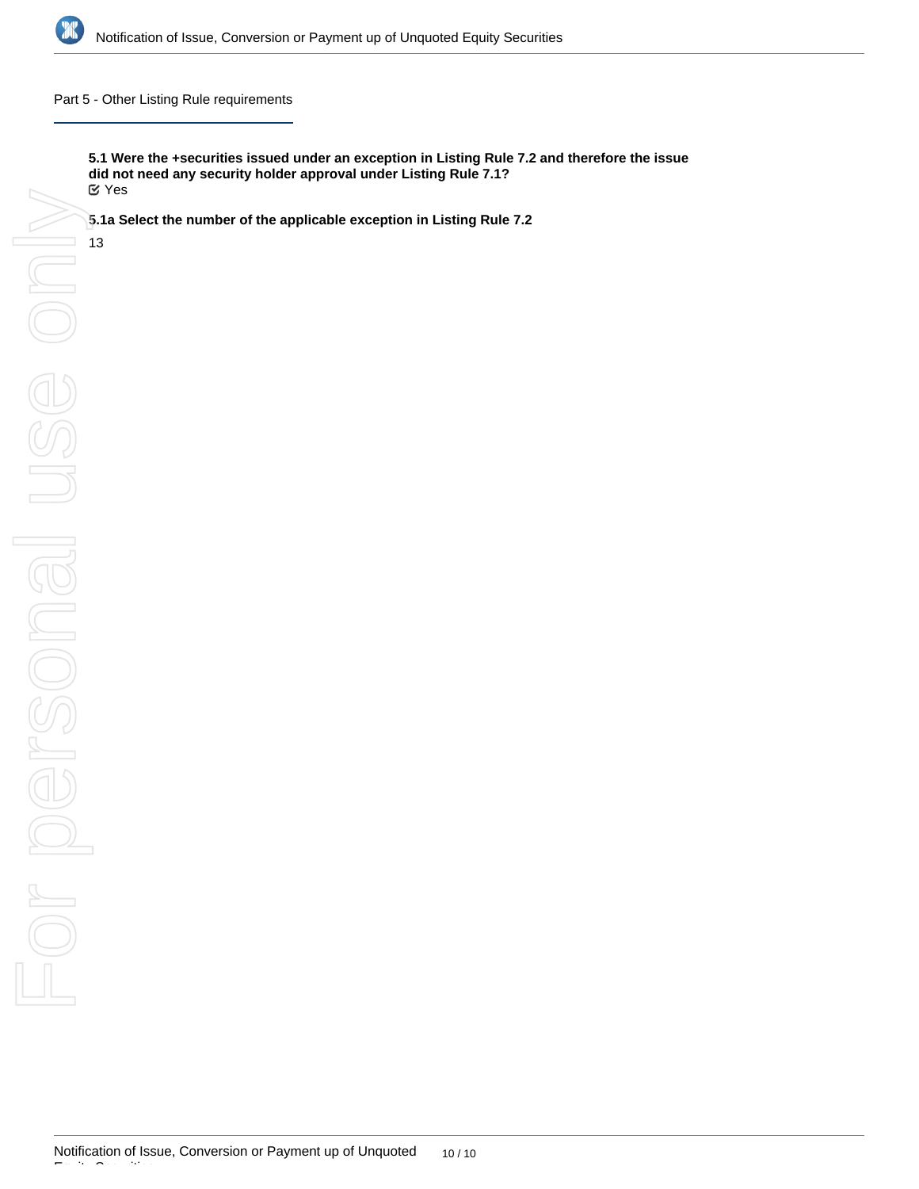## Part 5 - Other Listing Rule requirements

**5.1 Were the +securities issued under an exception in Listing Rule 7.2 and therefore the issue did not need any security holder approval under Listing Rule 7.1?**

☑ Yes

**5.1a Select the number of the applicable exception in Listing Rule 7.2**

13